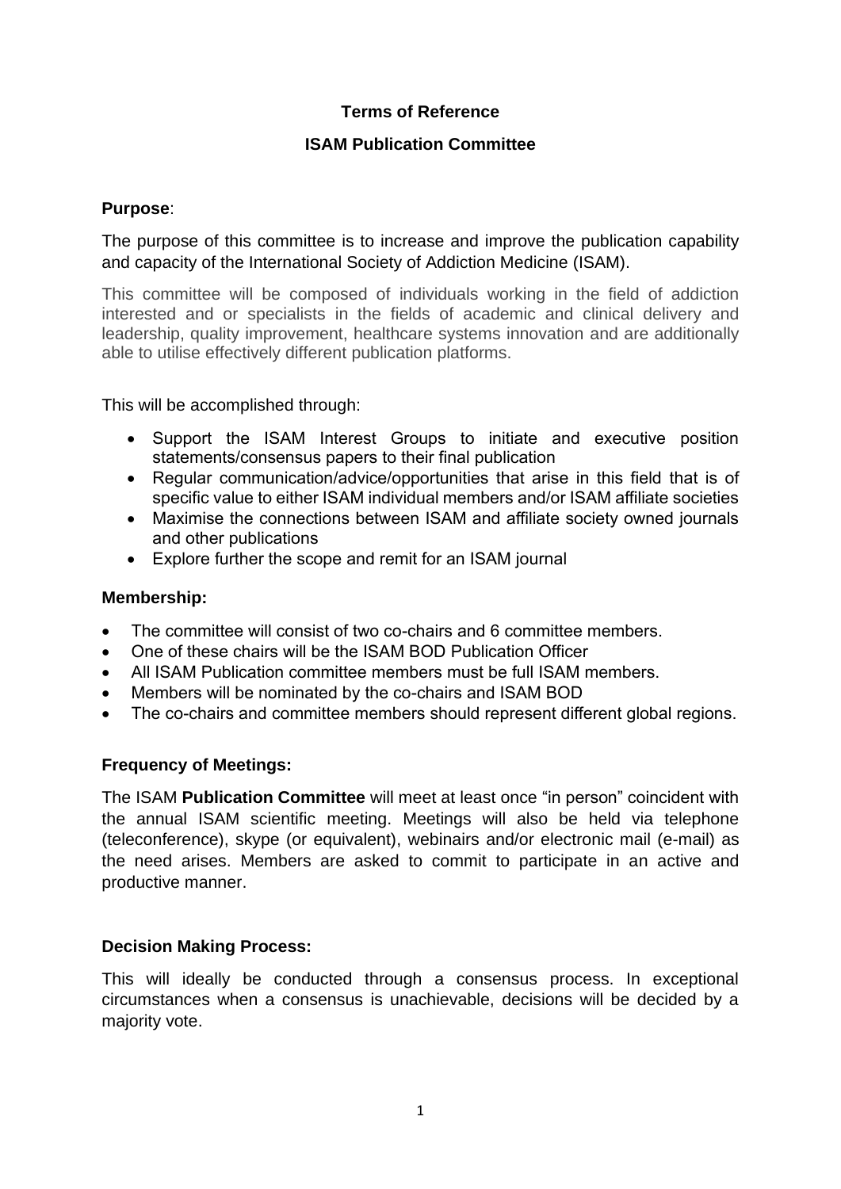**Terms of Reference**

**ISAM Publication Committee**

**Purpose**:

The purpose of this committee is to increase and improve the publication capability and capacity of the International Society of Addiction Medicine (ISAM).

This committee will be composed of individuals working in the field of addiction interested and or specialists in the fields of academic and clinical delivery and leadership, quality improvement, healthcare systems innovation and are additionally able to utilise effectively different publication platforms.

This will be accomplished through:

- Support the ISAM Interest Groups to initiate and executive position statements/consensus papers to their final publication
- Regular communication/advice/opportunities that arise in this field that is of specific value to either ISAM individual members and/or ISAM affiliate societies
- Maximise the connections between ISAM and affiliate society owned journals and other publications
- Explore further the scope and remit for an ISAM journal

**Membership:**

- The committee will consist of two co-chairs and 6 committee members.
- One of these chairs will be the ISAM BOD Publication Officer
- All ISAM Publication committee members must be full ISAM members.
- Members will be nominated by the co-chairs and ISAM BOD
- The co-chairs and committee members should represent different global regions.

**Frequency of Meetings:**

The ISAM **Publication Committee** will meet at least once "in person" coincident with the annual ISAM scientific meeting. Meetings will also be held via telephone (teleconference), skype (or equivalent), webinairs and/or electronic mail (e-mail) as the need arises. Members are asked to commit to participate in an active and productive manner.

**Decision Making Process:**

This will ideally be conducted through a consensus process. In exceptional circumstances when a consensus is unachievable, decisions will be decided by a majority vote.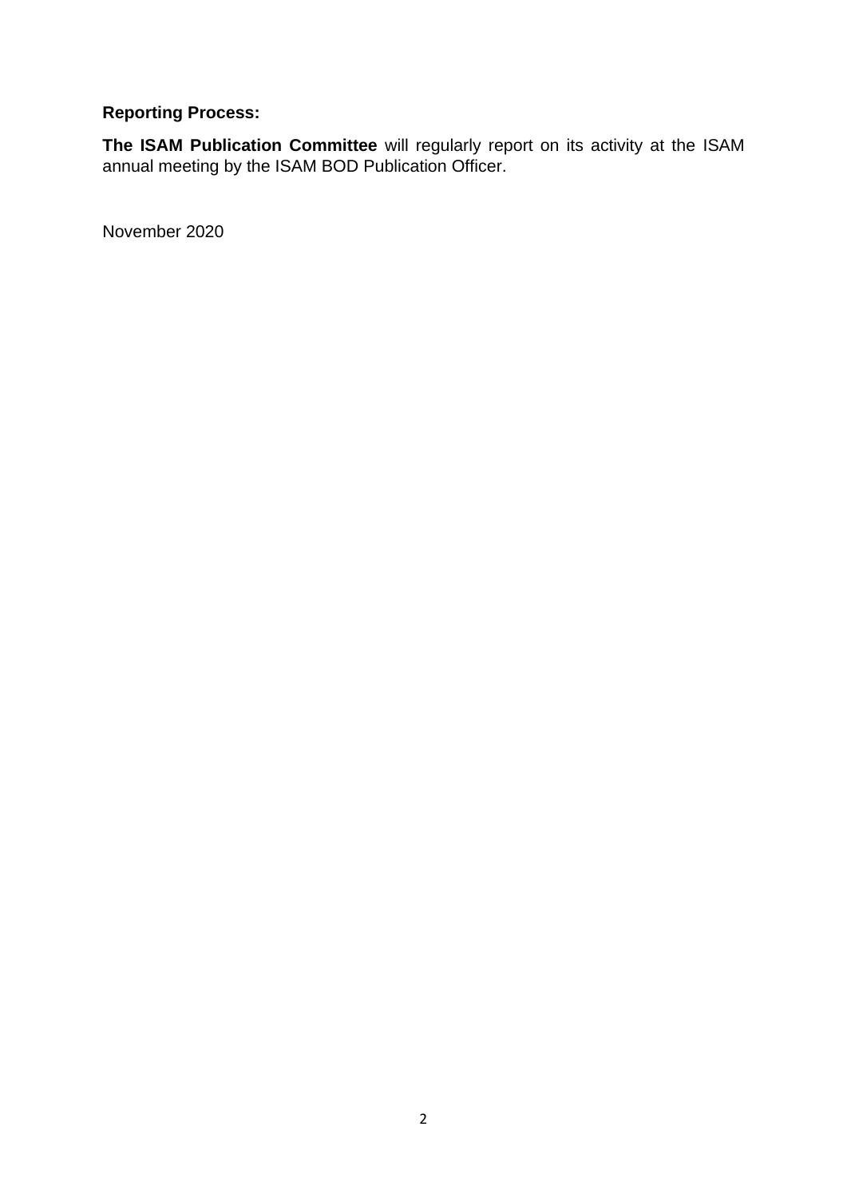**Reporting Process:**

**The ISAM Publication Committee** will regularly report on its activity at the ISAM annual meeting by the ISAM BOD Publication Officer.

November 2020